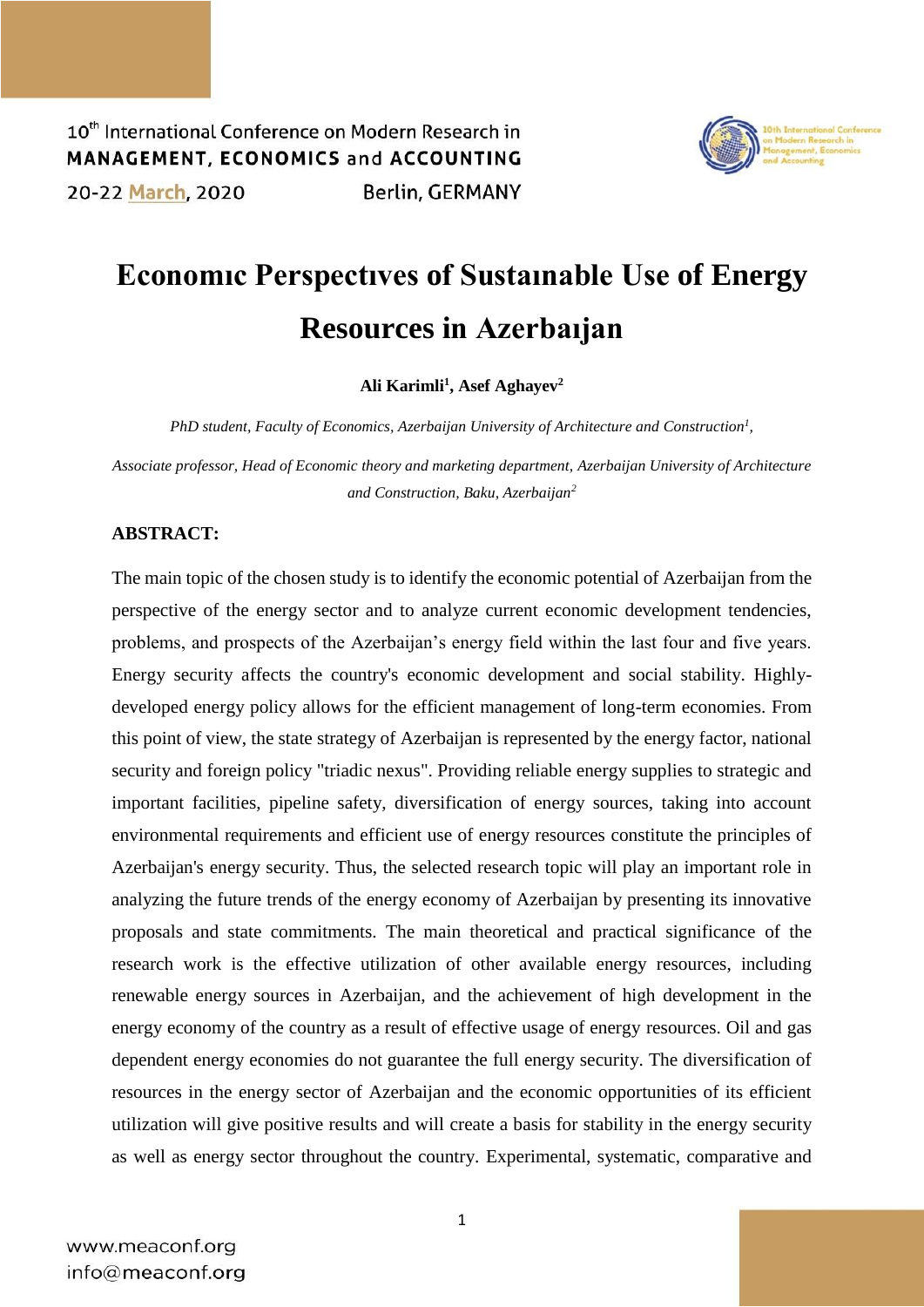# Economıc Perspectıves of Sustaınable Use of Energy Resources in Azerbaıjan

**Ali Karimli[1], Asef Aghayev[2]**

*PhD student, Faculty of Economics, Azerbaijan University of Architecture and Construction[1],*

*Associate professor, Head of Economic theory and marketing department, Azerbaijan University of Architecture and Construction, Baku, Azerbaijan[2]*

**ABSTRACT:**

The main topic of the chosen study is to identify the economic potential of Azerbaijan from the perspective of the energy sector and to analyze current economic development tendencies, problems, and prospects of the Azerbaijan's energy field within the last four and five years. Energy security affects the country's economic development and social stability. Highly-developed energy policy allows for the efficient management of long-term economies. From this point of view, the state strategy of Azerbaijan is represented by the energy factor, national security and foreign policy "triadic nexus". Providing reliable energy supplies to strategic and important facilities, pipeline safety, diversification of energy sources, taking into account environmental requirements and efficient use of energy resources constitute the principles of Azerbaijan's energy security. Thus, the selected research topic will play an important role in analyzing the future trends of the energy economy of Azerbaijan by presenting its innovative proposals and state commitments. The main theoretical and practical significance of the research work is the effective utilization of other available energy resources, including renewable energy sources in Azerbaijan, and the achievement of high development in the energy economy of the country as a result of effective usage of energy resources. Oil and gas dependent energy economies do not guarantee the full energy security. The diversification of resources in the energy sector of Azerbaijan and the economic opportunities of its efficient utilization will give positive results and will create a basis for stability in the energy security as well as energy sector throughout the country. Experimental, systematic, comparative and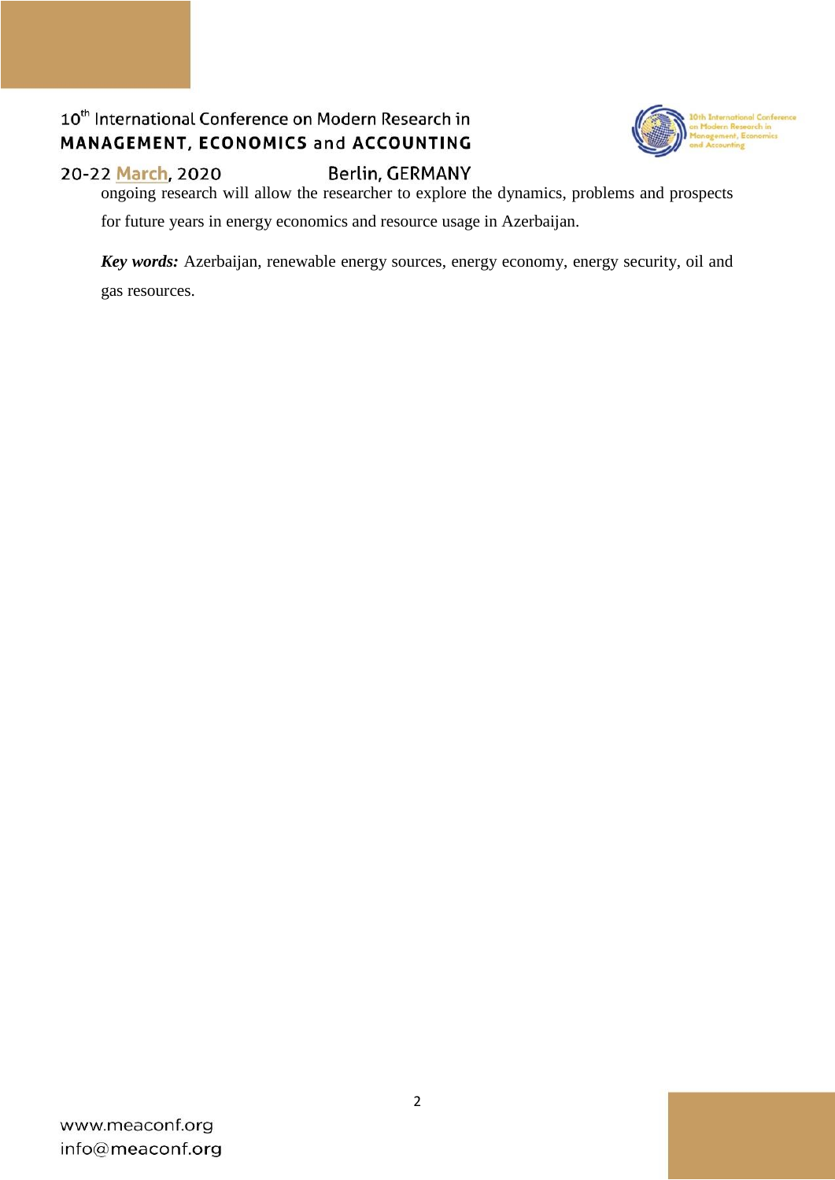ongoing research will allow the researcher to explore the dynamics, problems and prospects for future years in energy economics and resource usage in Azerbaijan.

***Key words:*** Azerbaijan, renewable energy sources, energy economy, energy security, oil and gas resources.